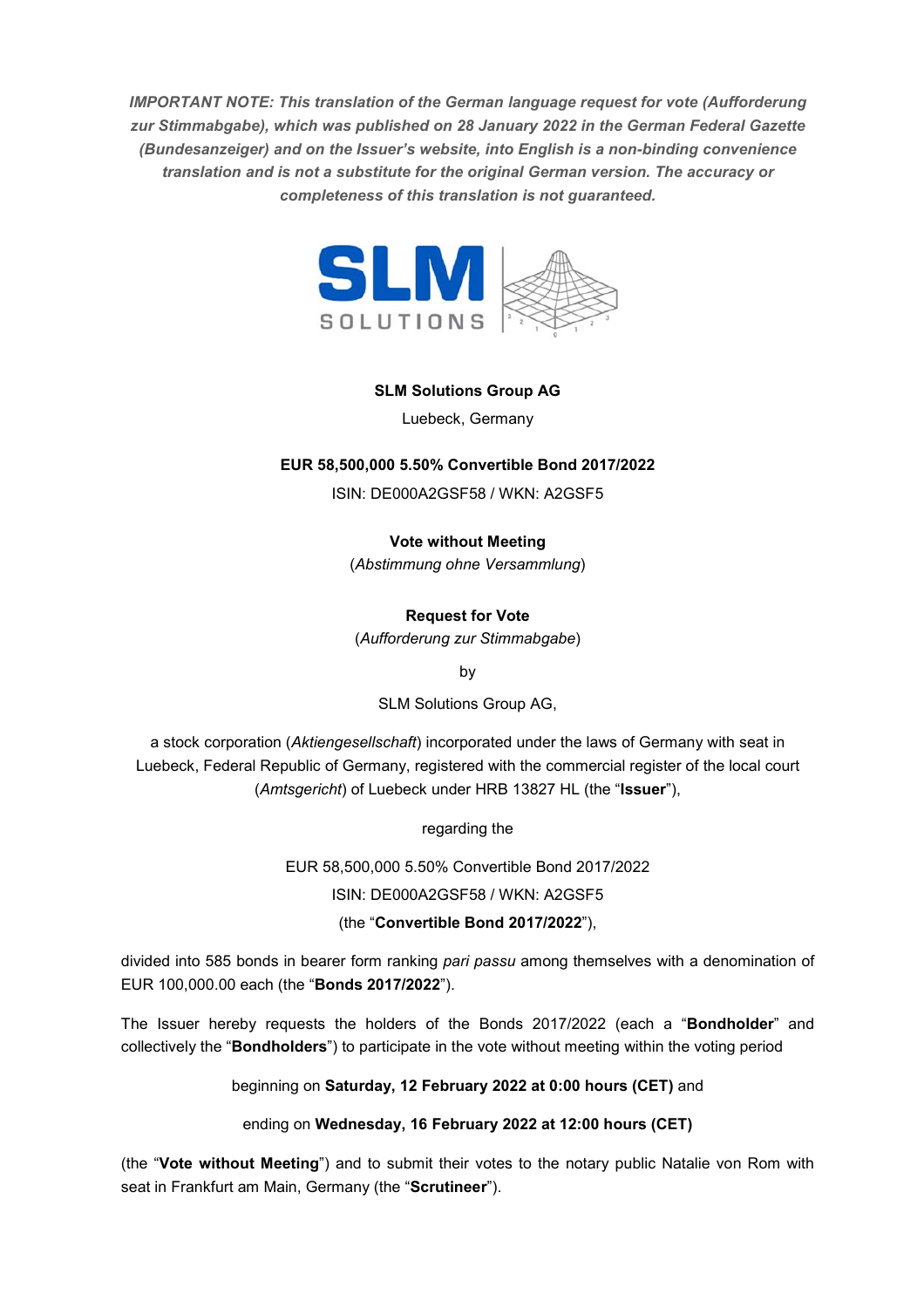***IMPORTANT NOTE: This translation of the German language request for vote (Aufforderung zur Stimmabgabe), which was published on 28 January 2022 in the German Federal Gazette (Bundesanzeiger) and on the Issuer's website, into English is a non-binding convenience translation and is not a substitute for the original German version. The accuracy or completeness of this translation is not guaranteed.***

**SLM Solutions Group AG**

Luebeck, Germany

**EUR 58,500,000 5.50% Convertible Bond 2017/2022**

ISIN: DE000A2GSF58 / WKN: A2GSF5

**Vote without Meeting**

(*Abstimmung ohne Versammlung*)

**Request for Vote**

(*Aufforderung zur Stimmabgabe*)

by

SLM Solutions Group AG,

a stock corporation (*Aktiengesellschaft*) incorporated under the laws of Germany with seat in Luebeck, Federal Republic of Germany, registered with the commercial register of the local court (*Amtsgericht*) of Luebeck under HRB 13827 HL (the "**Issuer**"),

regarding the

EUR 58,500,000 5.50% Convertible Bond 2017/2022

ISIN: DE000A2GSF58 / WKN: A2GSF5

(the "**Convertible Bond 2017/2022**"),

divided into 585 bonds in bearer form ranking *pari passu* among themselves with a denomination of EUR 100,000.00 each (the "**Bonds 2017/2022**").

The Issuer hereby requests the holders of the Bonds 2017/2022 (each a "**Bondholder**" and collectively the "**Bondholders**") to participate in the vote without meeting within the voting period

beginning on **Saturday, 12 February 2022 at 0:00 hours (CET)** and

ending on **Wednesday, 16 February 2022 at 12:00 hours (CET)**

(the "**Vote without Meeting**") and to submit their votes to the notary public Natalie von Rom with seat in Frankfurt am Main, Germany (the "**Scrutineer**").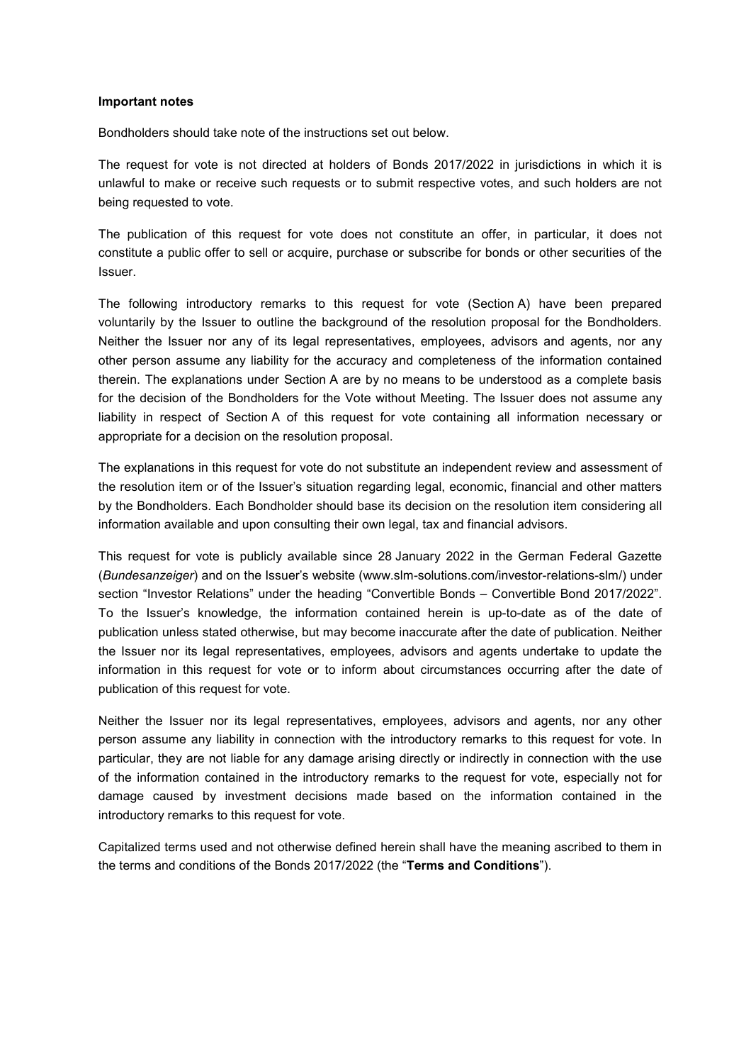**Important notes**

Bondholders should take note of the instructions set out below.

The request for vote is not directed at holders of Bonds 2017/2022 in jurisdictions in which it is unlawful to make or receive such requests or to submit respective votes, and such holders are not being requested to vote.

The publication of this request for vote does not constitute an offer, in particular, it does not constitute a public offer to sell or acquire, purchase or subscribe for bonds or other securities of the Issuer.

The following introductory remarks to this request for vote (Section A) have been prepared voluntarily by the Issuer to outline the background of the resolution proposal for the Bondholders. Neither the Issuer nor any of its legal representatives, employees, advisors and agents, nor any other person assume any liability for the accuracy and completeness of the information contained therein. The explanations under Section A are by no means to be understood as a complete basis for the decision of the Bondholders for the Vote without Meeting. The Issuer does not assume any liability in respect of Section A of this request for vote containing all information necessary or appropriate for a decision on the resolution proposal.

The explanations in this request for vote do not substitute an independent review and assessment of the resolution item or of the Issuer's situation regarding legal, economic, financial and other matters by the Bondholders. Each Bondholder should base its decision on the resolution item considering all information available and upon consulting their own legal, tax and financial advisors.

This request for vote is publicly available since 28 January 2022 in the German Federal Gazette (*Bundesanzeiger*) and on the Issuer's website (www.slm-solutions.com/investor-relations-slm/) under section "Investor Relations" under the heading "Convertible Bonds – Convertible Bond 2017/2022". To the Issuer's knowledge, the information contained herein is up-to-date as of the date of publication unless stated otherwise, but may become inaccurate after the date of publication. Neither the Issuer nor its legal representatives, employees, advisors and agents undertake to update the information in this request for vote or to inform about circumstances occurring after the date of publication of this request for vote.

Neither the Issuer nor its legal representatives, employees, advisors and agents, nor any other person assume any liability in connection with the introductory remarks to this request for vote. In particular, they are not liable for any damage arising directly or indirectly in connection with the use of the information contained in the introductory remarks to the request for vote, especially not for damage caused by investment decisions made based on the information contained in the introductory remarks to this request for vote.

Capitalized terms used and not otherwise defined herein shall have the meaning ascribed to them in the terms and conditions of the Bonds 2017/2022 (the "**Terms and Conditions**").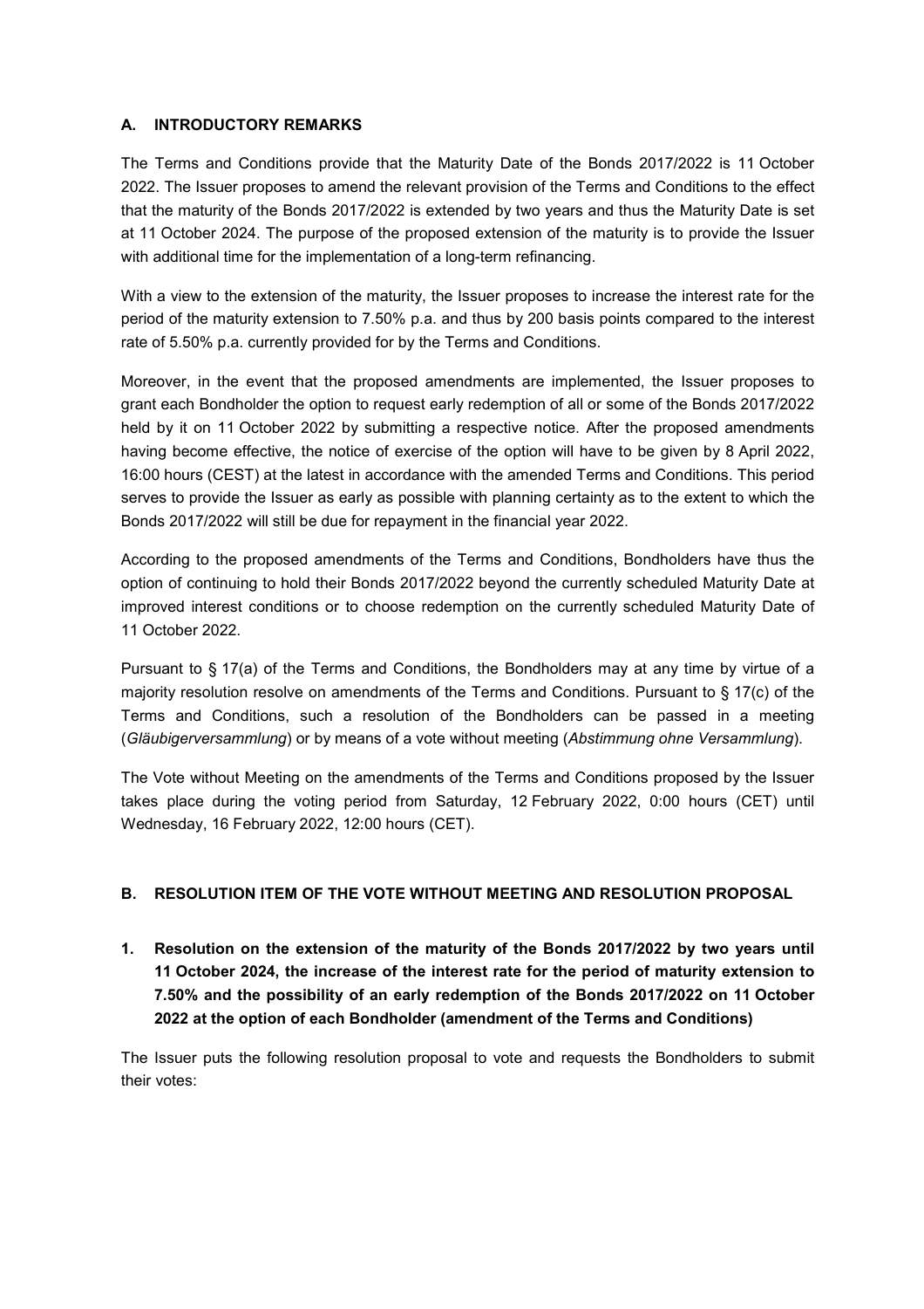## A. INTRODUCTORY REMARKS

The Terms and Conditions provide that the Maturity Date of the Bonds 2017/2022 is 11 October 2022. The Issuer proposes to amend the relevant provision of the Terms and Conditions to the effect that the maturity of the Bonds 2017/2022 is extended by two years and thus the Maturity Date is set at 11 October 2024. The purpose of the proposed extension of the maturity is to provide the Issuer with additional time for the implementation of a long-term refinancing.

With a view to the extension of the maturity, the Issuer proposes to increase the interest rate for the period of the maturity extension to 7.50% p.a. and thus by 200 basis points compared to the interest rate of 5.50% p.a. currently provided for by the Terms and Conditions.

Moreover, in the event that the proposed amendments are implemented, the Issuer proposes to grant each Bondholder the option to request early redemption of all or some of the Bonds 2017/2022 held by it on 11 October 2022 by submitting a respective notice. After the proposed amendments having become effective, the notice of exercise of the option will have to be given by 8 April 2022, 16:00 hours (CEST) at the latest in accordance with the amended Terms and Conditions. This period serves to provide the Issuer as early as possible with planning certainty as to the extent to which the Bonds 2017/2022 will still be due for repayment in the financial year 2022.

According to the proposed amendments of the Terms and Conditions, Bondholders have thus the option of continuing to hold their Bonds 2017/2022 beyond the currently scheduled Maturity Date at improved interest conditions or to choose redemption on the currently scheduled Maturity Date of 11 October 2022.

Pursuant to § 17(a) of the Terms and Conditions, the Bondholders may at any time by virtue of a majority resolution resolve on amendments of the Terms and Conditions. Pursuant to § 17(c) of the Terms and Conditions, such a resolution of the Bondholders can be passed in a meeting (*Gläubigerversammlung*) or by means of a vote without meeting (*Abstimmung ohne Versammlung*).

The Vote without Meeting on the amendments of the Terms and Conditions proposed by the Issuer takes place during the voting period from Saturday, 12 February 2022, 0:00 hours (CET) until Wednesday, 16 February 2022, 12:00 hours (CET).

## B. RESOLUTION ITEM OF THE VOTE WITHOUT MEETING AND RESOLUTION PROPOSAL

### 1. Resolution on the extension of the maturity of the Bonds 2017/2022 by two years until 11 October 2024, the increase of the interest rate for the period of maturity extension to 7.50% and the possibility of an early redemption of the Bonds 2017/2022 on 11 October 2022 at the option of each Bondholder (amendment of the Terms and Conditions)

The Issuer puts the following resolution proposal to vote and requests the Bondholders to submit their votes: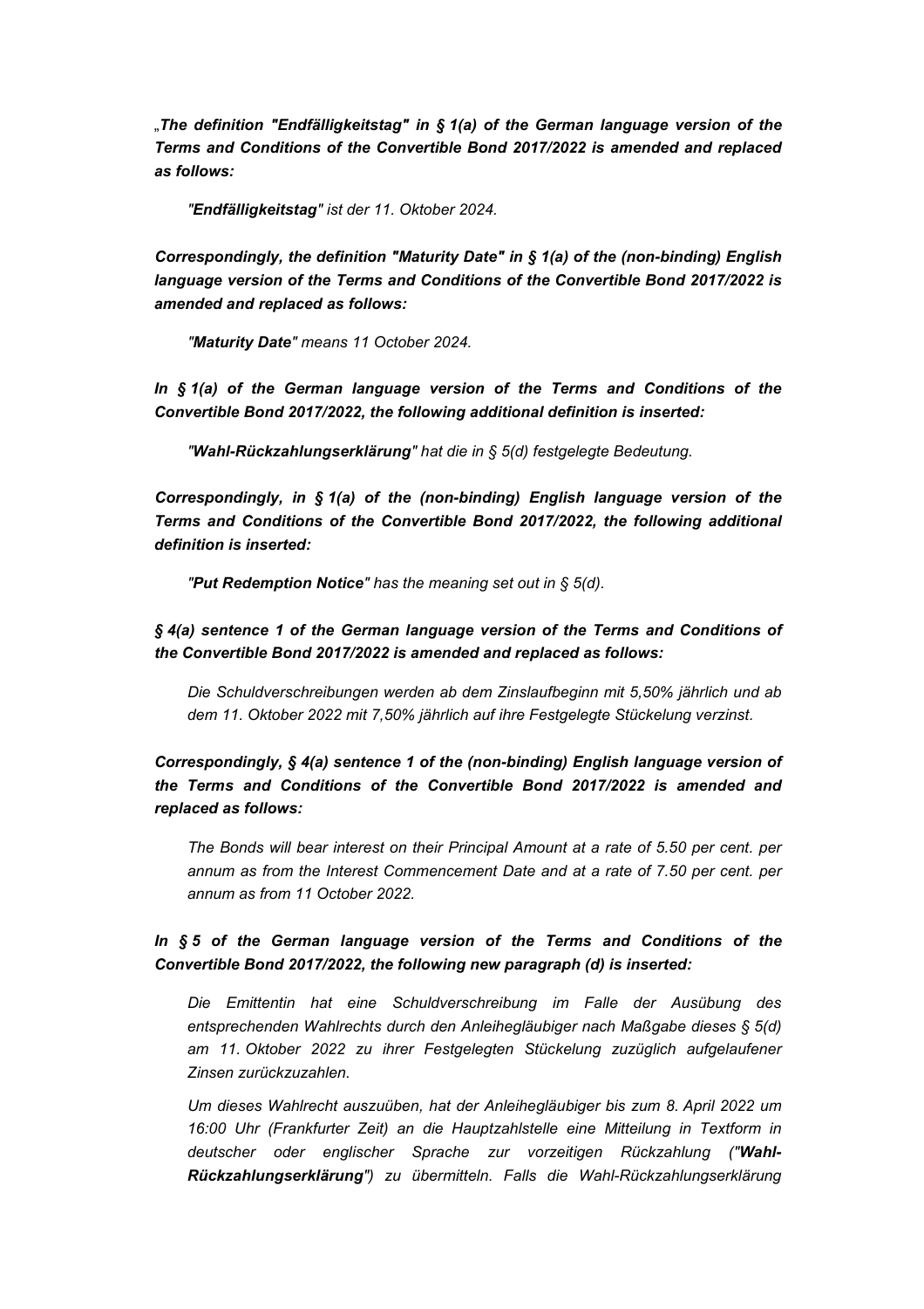„*The definition "Endfälligkeitstag" in § 1(a) of the German language version of the Terms and Conditions of the Convertible Bond 2017/2022 is amended and replaced as follows:*

> *"**Endfälligkeitstag**" ist der 11. Oktober 2024.*

***Correspondingly, the definition "Maturity Date" in § 1(a) of the (non-binding) English language version of the Terms and Conditions of the Convertible Bond 2017/2022 is amended and replaced as follows:***

> *"**Maturity Date**" means 11 October 2024.*

***In § 1(a) of the German language version of the Terms and Conditions of the Convertible Bond 2017/2022, the following additional definition is inserted:***

> *"**Wahl-Rückzahlungserklärung**" hat die in § 5(d) festgelegte Bedeutung.*

***Correspondingly, in § 1(a) of the (non-binding) English language version of the Terms and Conditions of the Convertible Bond 2017/2022, the following additional definition is inserted:***

> *"**Put Redemption Notice**" has the meaning set out in § 5(d).*

***§ 4(a) sentence 1 of the German language version of the Terms and Conditions of the Convertible Bond 2017/2022 is amended and replaced as follows:***

> *Die Schuldverschreibungen werden ab dem Zinslaufbeginn mit 5,50% jährlich und ab dem 11. Oktober 2022 mit 7,50% jährlich auf ihre Festgelegte Stückelung verzinst.*

***Correspondingly, § 4(a) sentence 1 of the (non-binding) English language version of the Terms and Conditions of the Convertible Bond 2017/2022 is amended and replaced as follows:***

> *The Bonds will bear interest on their Principal Amount at a rate of 5.50 per cent. per annum as from the Interest Commencement Date and at a rate of 7.50 per cent. per annum as from 11 October 2022.*

***In § 5 of the German language version of the Terms and Conditions of the Convertible Bond 2017/2022, the following new paragraph (d) is inserted:***

> *Die Emittentin hat eine Schuldverschreibung im Falle der Ausübung des entsprechenden Wahlrechts durch den Anleihegläubiger nach Maßgabe dieses § 5(d) am 11. Oktober 2022 zu ihrer Festgelegten Stückelung zuzüglich aufgelaufener Zinsen zurückzuzahlen.*
>
> *Um dieses Wahlrecht auszuüben, hat der Anleihegläubiger bis zum 8. April 2022 um 16:00 Uhr (Frankfurter Zeit) an die Hauptzahlstelle eine Mitteilung in Textform in deutscher oder englischer Sprache zur vorzeitigen Rückzahlung ("**Wahl-Rückzahlungserklärung**") zu übermitteln. Falls die Wahl-Rückzahlungserklärung*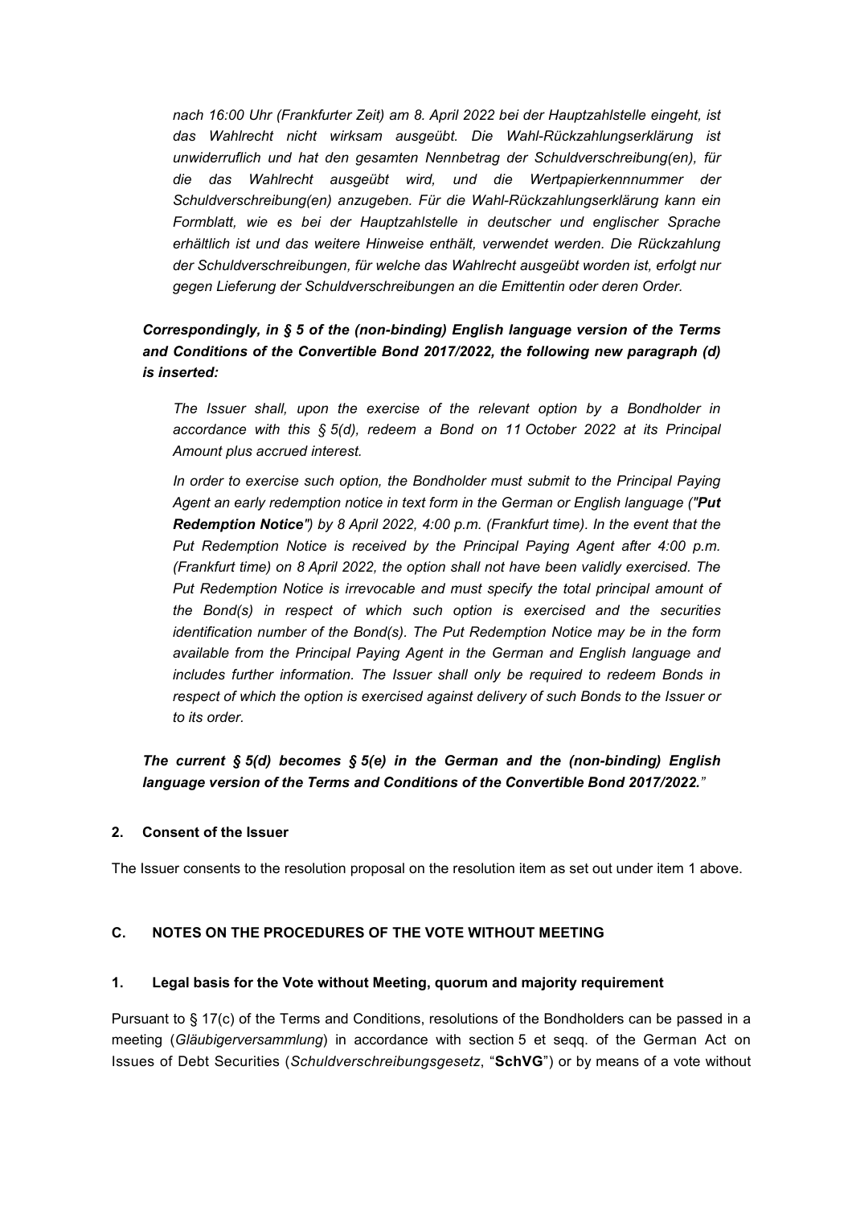*nach 16:00 Uhr (Frankfurter Zeit) am 8. April 2022 bei der Hauptzahlstelle eingeht, ist das Wahlrecht nicht wirksam ausgeübt. Die Wahl-Rückzahlungserklärung ist unwiderruflich und hat den gesamten Nennbetrag der Schuldverschreibung(en), für die das Wahlrecht ausgeübt wird, und die Wertpapierkennnummer der Schuldverschreibung(en) anzugeben. Für die Wahl-Rückzahlungserklärung kann ein Formblatt, wie es bei der Hauptzahlstelle in deutscher und englischer Sprache erhältlich ist und das weitere Hinweise enthält, verwendet werden. Die Rückzahlung der Schuldverschreibungen, für welche das Wahlrecht ausgeübt worden ist, erfolgt nur gegen Lieferung der Schuldverschreibungen an die Emittentin oder deren Order.*

***Correspondingly, in § 5 of the (non-binding) English language version of the Terms and Conditions of the Convertible Bond 2017/2022, the following new paragraph (d) is inserted:***

*The Issuer shall, upon the exercise of the relevant option by a Bondholder in accordance with this § 5(d), redeem a Bond on 11 October 2022 at its Principal Amount plus accrued interest.*

*In order to exercise such option, the Bondholder must submit to the Principal Paying Agent an early redemption notice in text form in the German or English language ("**Put Redemption Notice**") by 8 April 2022, 4:00 p.m. (Frankfurt time). In the event that the Put Redemption Notice is received by the Principal Paying Agent after 4:00 p.m. (Frankfurt time) on 8 April 2022, the option shall not have been validly exercised. The Put Redemption Notice is irrevocable and must specify the total principal amount of the Bond(s) in respect of which such option is exercised and the securities identification number of the Bond(s). The Put Redemption Notice may be in the form available from the Principal Paying Agent in the German and English language and includes further information. The Issuer shall only be required to redeem Bonds in respect of which the option is exercised against delivery of such Bonds to the Issuer or to its order.*

***The current § 5(d) becomes § 5(e) in the German and the (non-binding) English language version of the Terms and Conditions of the Convertible Bond 2017/2022.***"

#### 2. Consent of the Issuer

The Issuer consents to the resolution proposal on the resolution item as set out under item 1 above.

### C. NOTES ON THE PROCEDURES OF THE VOTE WITHOUT MEETING

#### 1. Legal basis for the Vote without Meeting, quorum and majority requirement

Pursuant to § 17(c) of the Terms and Conditions, resolutions of the Bondholders can be passed in a meeting (*Gläubigerversammlung*) in accordance with section 5 et seqq. of the German Act on Issues of Debt Securities (*Schuldverschreibungsgesetz*, "**SchVG**") or by means of a vote without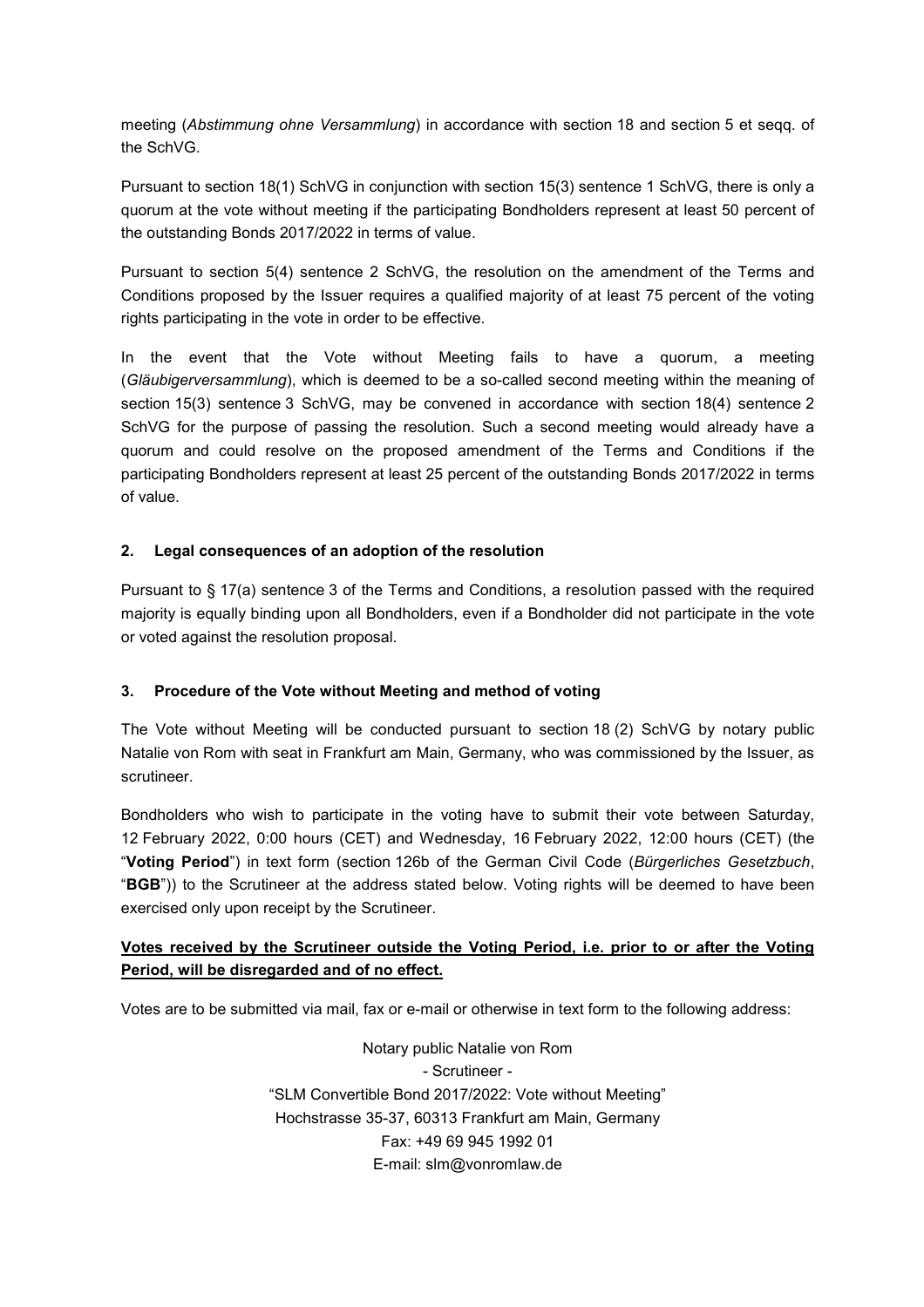meeting (*Abstimmung ohne Versammlung*) in accordance with section 18 and section 5 et seqq. of the SchVG.

Pursuant to section 18(1) SchVG in conjunction with section 15(3) sentence 1 SchVG, there is only a quorum at the vote without meeting if the participating Bondholders represent at least 50 percent of the outstanding Bonds 2017/2022 in terms of value.

Pursuant to section 5(4) sentence 2 SchVG, the resolution on the amendment of the Terms and Conditions proposed by the Issuer requires a qualified majority of at least 75 percent of the voting rights participating in the vote in order to be effective.

In the event that the Vote without Meeting fails to have a quorum, a meeting (*Gläubigerversammlung*), which is deemed to be a so-called second meeting within the meaning of section 15(3) sentence 3 SchVG, may be convened in accordance with section 18(4) sentence 2 SchVG for the purpose of passing the resolution. Such a second meeting would already have a quorum and could resolve on the proposed amendment of the Terms and Conditions if the participating Bondholders represent at least 25 percent of the outstanding Bonds 2017/2022 in terms of value.

## 2. Legal consequences of an adoption of the resolution

Pursuant to § 17(a) sentence 3 of the Terms and Conditions, a resolution passed with the required majority is equally binding upon all Bondholders, even if a Bondholder did not participate in the vote or voted against the resolution proposal.

## 3. Procedure of the Vote without Meeting and method of voting

The Vote without Meeting will be conducted pursuant to section 18 (2) SchVG by notary public Natalie von Rom with seat in Frankfurt am Main, Germany, who was commissioned by the Issuer, as scrutineer.

Bondholders who wish to participate in the voting have to submit their vote between Saturday, 12 February 2022, 0:00 hours (CET) and Wednesday, 16 February 2022, 12:00 hours (CET) (the "**Voting Period**") in text form (section 126b of the German Civil Code (*Bürgerliches Gesetzbuch*, "**BGB**")) to the Scrutineer at the address stated below. Voting rights will be deemed to have been exercised only upon receipt by the Scrutineer.

**<u>Votes received by the Scrutineer outside the Voting Period, i.e. prior to or after the Voting Period, will be disregarded and of no effect.</u>**

Votes are to be submitted via mail, fax or e-mail or otherwise in text form to the following address:

Notary public Natalie von Rom
- Scrutineer -
"SLM Convertible Bond 2017/2022: Vote without Meeting"
Hochstrasse 35-37, 60313 Frankfurt am Main, Germany
Fax: +49 69 945 1992 01
E-mail: slm@vonromlaw.de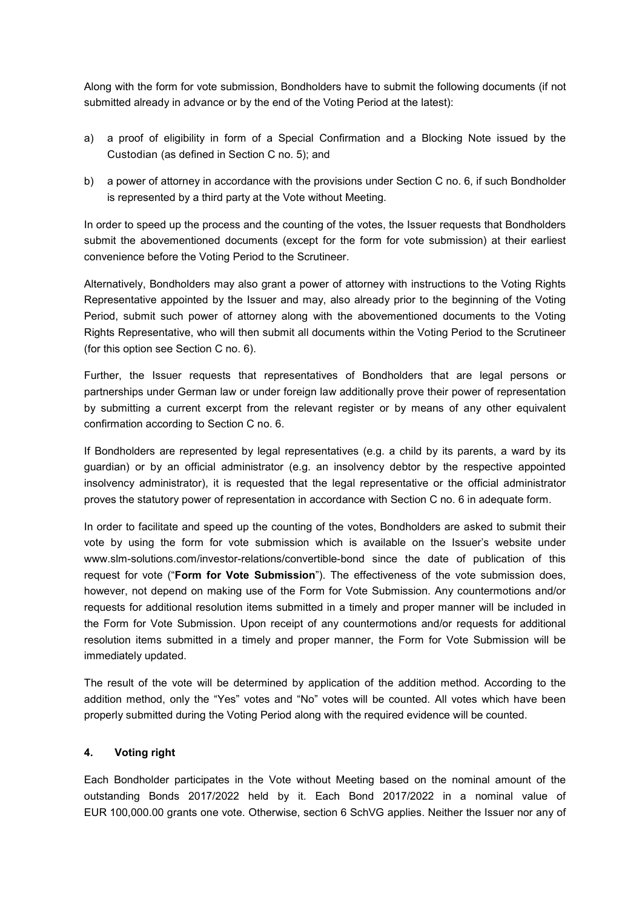Along with the form for vote submission, Bondholders have to submit the following documents (if not submitted already in advance or by the end of the Voting Period at the latest):

a) a proof of eligibility in form of a Special Confirmation and a Blocking Note issued by the Custodian (as defined in Section C no. 5); and

b) a power of attorney in accordance with the provisions under Section C no. 6, if such Bondholder is represented by a third party at the Vote without Meeting.

In order to speed up the process and the counting of the votes, the Issuer requests that Bondholders submit the abovementioned documents (except for the form for vote submission) at their earliest convenience before the Voting Period to the Scrutineer.

Alternatively, Bondholders may also grant a power of attorney with instructions to the Voting Rights Representative appointed by the Issuer and may, also already prior to the beginning of the Voting Period, submit such power of attorney along with the abovementioned documents to the Voting Rights Representative, who will then submit all documents within the Voting Period to the Scrutineer (for this option see Section C no. 6).

Further, the Issuer requests that representatives of Bondholders that are legal persons or partnerships under German law or under foreign law additionally prove their power of representation by submitting a current excerpt from the relevant register or by means of any other equivalent confirmation according to Section C no. 6.

If Bondholders are represented by legal representatives (e.g. a child by its parents, a ward by its guardian) or by an official administrator (e.g. an insolvency debtor by the respective appointed insolvency administrator), it is requested that the legal representative or the official administrator proves the statutory power of representation in accordance with Section C no. 6 in adequate form.

In order to facilitate and speed up the counting of the votes, Bondholders are asked to submit their vote by using the form for vote submission which is available on the Issuer's website under www.slm-solutions.com/investor-relations/convertible-bond since the date of publication of this request for vote ("**Form for Vote Submission**"). The effectiveness of the vote submission does, however, not depend on making use of the Form for Vote Submission. Any countermotions and/or requests for additional resolution items submitted in a timely and proper manner will be included in the Form for Vote Submission. Upon receipt of any countermotions and/or requests for additional resolution items submitted in a timely and proper manner, the Form for Vote Submission will be immediately updated.

The result of the vote will be determined by application of the addition method. According to the addition method, only the "Yes" votes and "No" votes will be counted. All votes which have been properly submitted during the Voting Period along with the required evidence will be counted.

#### 4. Voting right

Each Bondholder participates in the Vote without Meeting based on the nominal amount of the outstanding Bonds 2017/2022 held by it. Each Bond 2017/2022 in a nominal value of EUR 100,000.00 grants one vote. Otherwise, section 6 SchVG applies. Neither the Issuer nor any of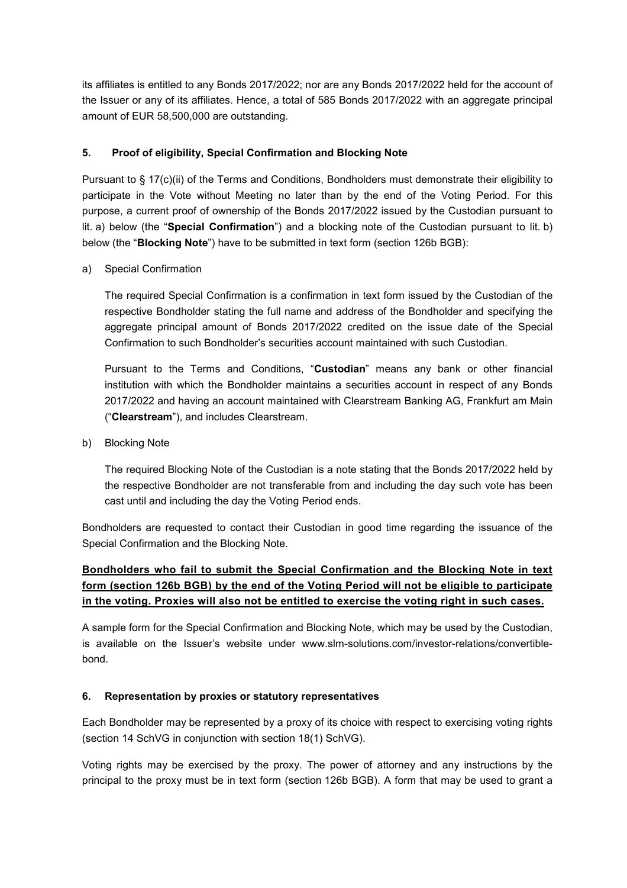its affiliates is entitled to any Bonds 2017/2022; nor are any Bonds 2017/2022 held for the account of the Issuer or any of its affiliates. Hence, a total of 585 Bonds 2017/2022 with an aggregate principal amount of EUR 58,500,000 are outstanding.

### 5. Proof of eligibility, Special Confirmation and Blocking Note

Pursuant to § 17(c)(ii) of the Terms and Conditions, Bondholders must demonstrate their eligibility to participate in the Vote without Meeting no later than by the end of the Voting Period. For this purpose, a current proof of ownership of the Bonds 2017/2022 issued by the Custodian pursuant to lit. a) below (the "**Special Confirmation**") and a blocking note of the Custodian pursuant to lit. b) below (the "**Blocking Note**") have to be submitted in text form (section 126b BGB):

a) Special Confirmation

The required Special Confirmation is a confirmation in text form issued by the Custodian of the respective Bondholder stating the full name and address of the Bondholder and specifying the aggregate principal amount of Bonds 2017/2022 credited on the issue date of the Special Confirmation to such Bondholder's securities account maintained with such Custodian.

Pursuant to the Terms and Conditions, "**Custodian**" means any bank or other financial institution with which the Bondholder maintains a securities account in respect of any Bonds 2017/2022 and having an account maintained with Clearstream Banking AG, Frankfurt am Main ("**Clearstream**"), and includes Clearstream.

b) Blocking Note

The required Blocking Note of the Custodian is a note stating that the Bonds 2017/2022 held by the respective Bondholder are not transferable from and including the day such vote has been cast until and including the day the Voting Period ends.

Bondholders are requested to contact their Custodian in good time regarding the issuance of the Special Confirmation and the Blocking Note.

**Bondholders who fail to submit the Special Confirmation and the Blocking Note in text form (section 126b BGB) by the end of the Voting Period will not be eligible to participate in the voting. Proxies will also not be entitled to exercise the voting right in such cases.**

A sample form for the Special Confirmation and Blocking Note, which may be used by the Custodian, is available on the Issuer's website under www.slm-solutions.com/investor-relations/convertible-bond.

### 6. Representation by proxies or statutory representatives

Each Bondholder may be represented by a proxy of its choice with respect to exercising voting rights (section 14 SchVG in conjunction with section 18(1) SchVG).

Voting rights may be exercised by the proxy. The power of attorney and any instructions by the principal to the proxy must be in text form (section 126b BGB). A form that may be used to grant a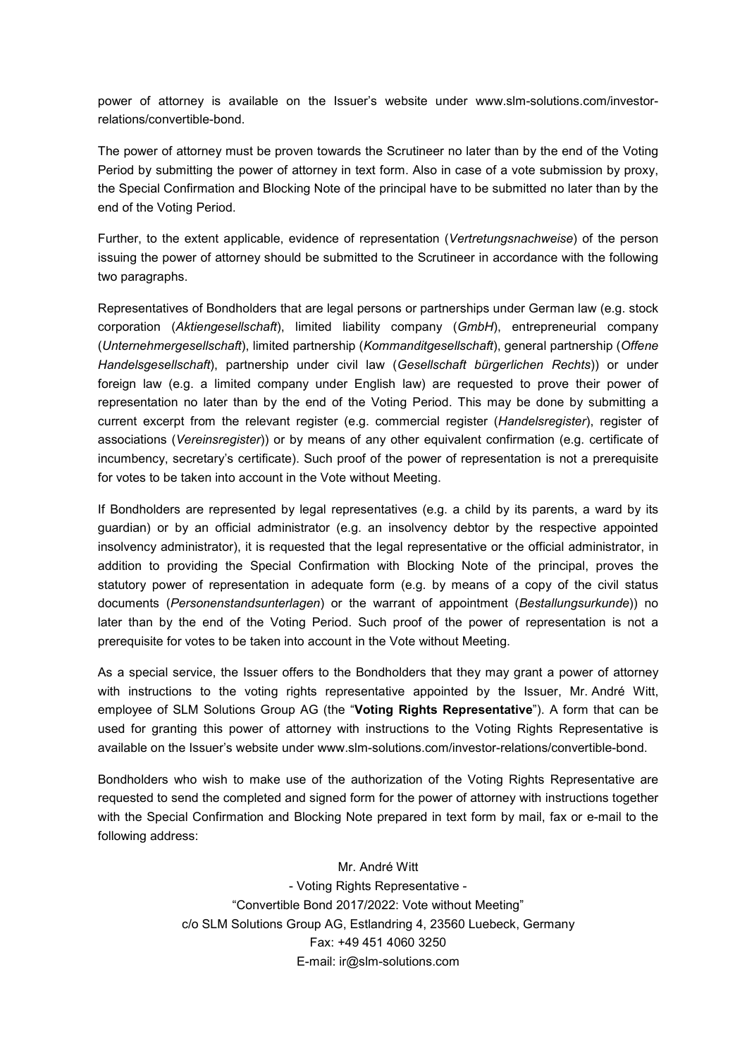power of attorney is available on the Issuer's website under www.slm-solutions.com/investor-relations/convertible-bond.

The power of attorney must be proven towards the Scrutineer no later than by the end of the Voting Period by submitting the power of attorney in text form. Also in case of a vote submission by proxy, the Special Confirmation and Blocking Note of the principal have to be submitted no later than by the end of the Voting Period.

Further, to the extent applicable, evidence of representation (*Vertretungsnachweise*) of the person issuing the power of attorney should be submitted to the Scrutineer in accordance with the following two paragraphs.

Representatives of Bondholders that are legal persons or partnerships under German law (e.g. stock corporation (*Aktiengesellschaft*), limited liability company (*GmbH*), entrepreneurial company (*Unternehmergesellschaft*), limited partnership (*Kommanditgesellschaft*), general partnership (*Offene Handelsgesellschaft*), partnership under civil law (*Gesellschaft bürgerlichen Rechts*)) or under foreign law (e.g. a limited company under English law) are requested to prove their power of representation no later than by the end of the Voting Period. This may be done by submitting a current excerpt from the relevant register (e.g. commercial register (*Handelsregister*), register of associations (*Vereinsregister*)) or by means of any other equivalent confirmation (e.g. certificate of incumbency, secretary's certificate). Such proof of the power of representation is not a prerequisite for votes to be taken into account in the Vote without Meeting.

If Bondholders are represented by legal representatives (e.g. a child by its parents, a ward by its guardian) or by an official administrator (e.g. an insolvency debtor by the respective appointed insolvency administrator), it is requested that the legal representative or the official administrator, in addition to providing the Special Confirmation with Blocking Note of the principal, proves the statutory power of representation in adequate form (e.g. by means of a copy of the civil status documents (*Personenstandsunterlagen*) or the warrant of appointment (*Bestallungsurkunde*)) no later than by the end of the Voting Period. Such proof of the power of representation is not a prerequisite for votes to be taken into account in the Vote without Meeting.

As a special service, the Issuer offers to the Bondholders that they may grant a power of attorney with instructions to the voting rights representative appointed by the Issuer, Mr. André Witt, employee of SLM Solutions Group AG (the "**Voting Rights Representative**"). A form that can be used for granting this power of attorney with instructions to the Voting Rights Representative is available on the Issuer's website under www.slm-solutions.com/investor-relations/convertible-bond.

Bondholders who wish to make use of the authorization of the Voting Rights Representative are requested to send the completed and signed form for the power of attorney with instructions together with the Special Confirmation and Blocking Note prepared in text form by mail, fax or e-mail to the following address:

Mr. André Witt  
- Voting Rights Representative -  
"Convertible Bond 2017/2022: Vote without Meeting"  
c/o SLM Solutions Group AG, Estlandring 4, 23560 Luebeck, Germany  
Fax: +49 451 4060 3250  
E-mail: ir@slm-solutions.com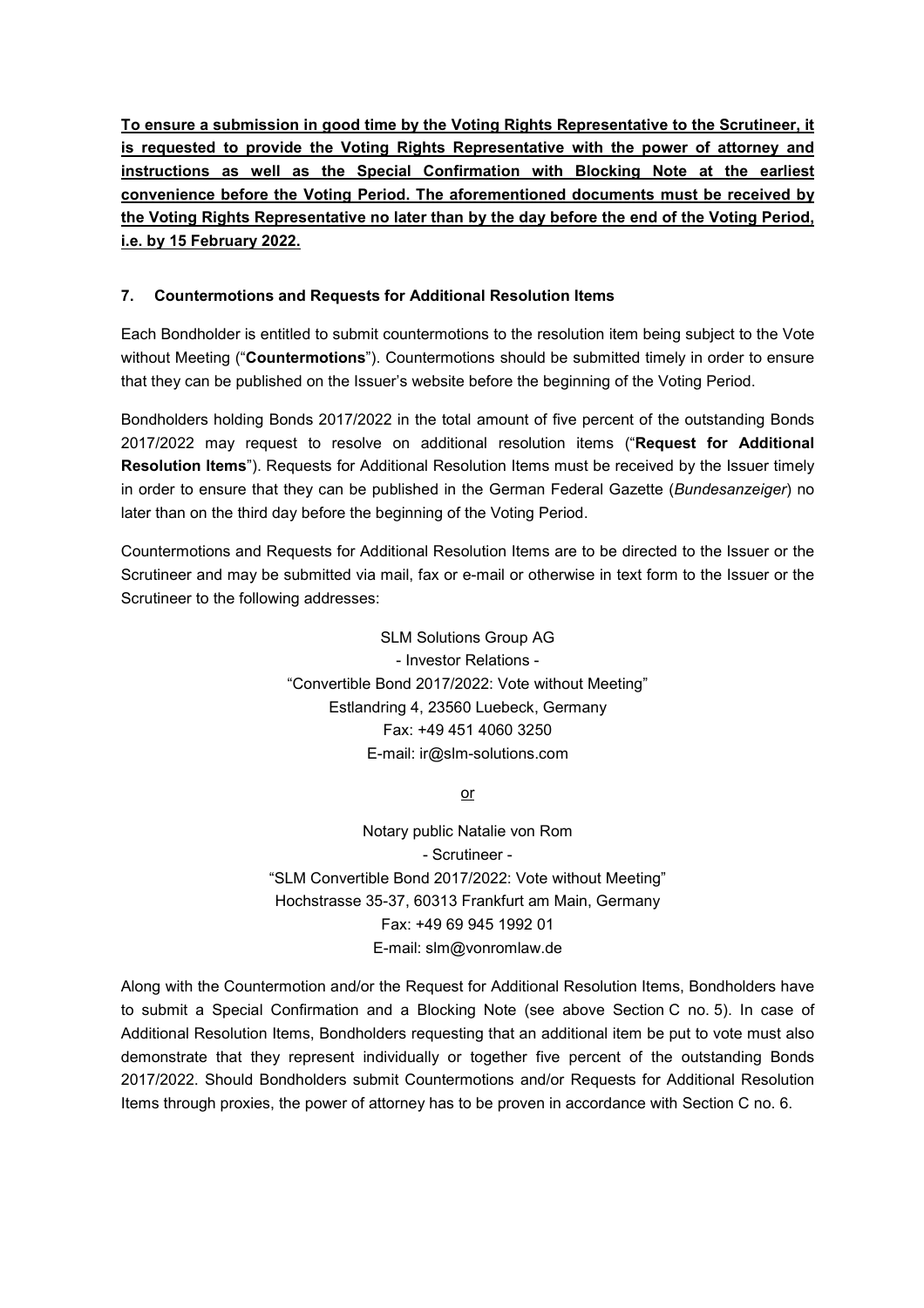**To ensure a submission in good time by the Voting Rights Representative to the Scrutineer, it is requested to provide the Voting Rights Representative with the power of attorney and instructions as well as the Special Confirmation with Blocking Note at the earliest convenience before the Voting Period. The aforementioned documents must be received by the Voting Rights Representative no later than by the day before the end of the Voting Period, i.e. by 15 February 2022.**

### 7. Countermotions and Requests for Additional Resolution Items

Each Bondholder is entitled to submit countermotions to the resolution item being subject to the Vote without Meeting ("**Countermotions**"). Countermotions should be submitted timely in order to ensure that they can be published on the Issuer's website before the beginning of the Voting Period.

Bondholders holding Bonds 2017/2022 in the total amount of five percent of the outstanding Bonds 2017/2022 may request to resolve on additional resolution items ("**Request for Additional Resolution Items**"). Requests for Additional Resolution Items must be received by the Issuer timely in order to ensure that they can be published in the German Federal Gazette (*Bundesanzeiger*) no later than on the third day before the beginning of the Voting Period.

Countermotions and Requests for Additional Resolution Items are to be directed to the Issuer or the Scrutineer and may be submitted via mail, fax or e-mail or otherwise in text form to the Issuer or the Scrutineer to the following addresses:

SLM Solutions Group AG  
- Investor Relations -  
"Convertible Bond 2017/2022: Vote without Meeting"  
Estlandring 4, 23560 Luebeck, Germany  
Fax: +49 451 4060 3250  
E-mail: ir@slm-solutions.com

or

Notary public Natalie von Rom  
- Scrutineer -  
"SLM Convertible Bond 2017/2022: Vote without Meeting"  
Hochstrasse 35-37, 60313 Frankfurt am Main, Germany  
Fax: +49 69 945 1992 01  
E-mail: slm@vonromlaw.de

Along with the Countermotion and/or the Request for Additional Resolution Items, Bondholders have to submit a Special Confirmation and a Blocking Note (see above Section C no. 5). In case of Additional Resolution Items, Bondholders requesting that an additional item be put to vote must also demonstrate that they represent individually or together five percent of the outstanding Bonds 2017/2022. Should Bondholders submit Countermotions and/or Requests for Additional Resolution Items through proxies, the power of attorney has to be proven in accordance with Section C no. 6.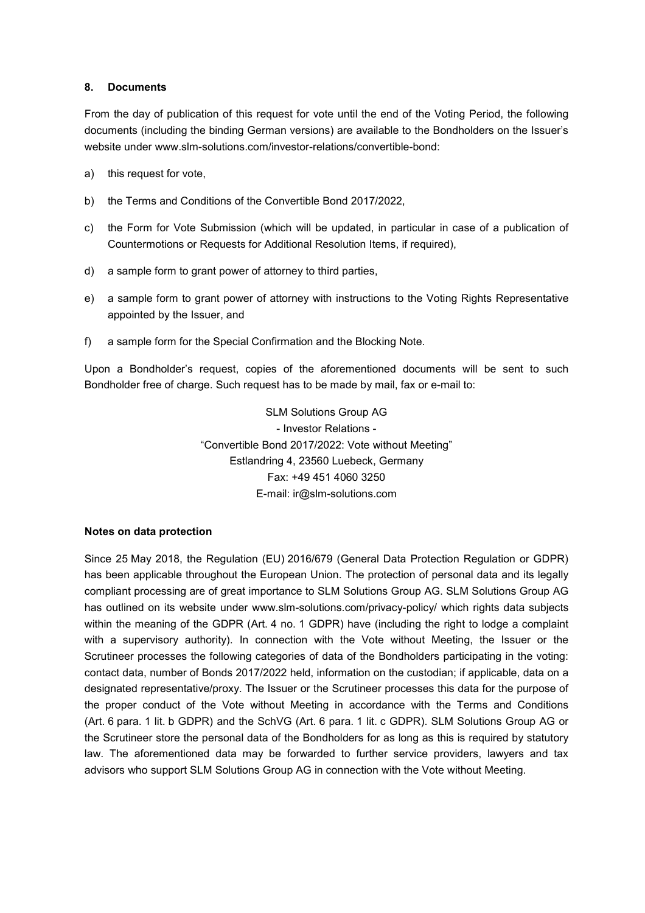## 8. Documents

From the day of publication of this request for vote until the end of the Voting Period, the following documents (including the binding German versions) are available to the Bondholders on the Issuer's website under www.slm-solutions.com/investor-relations/convertible-bond:

a) this request for vote,

b) the Terms and Conditions of the Convertible Bond 2017/2022,

c) the Form for Vote Submission (which will be updated, in particular in case of a publication of Countermotions or Requests for Additional Resolution Items, if required),

d) a sample form to grant power of attorney to third parties,

e) a sample form to grant power of attorney with instructions to the Voting Rights Representative appointed by the Issuer, and

f) a sample form for the Special Confirmation and the Blocking Note.

Upon a Bondholder's request, copies of the aforementioned documents will be sent to such Bondholder free of charge. Such request has to be made by mail, fax or e-mail to:

SLM Solutions Group AG
- Investor Relations -
"Convertible Bond 2017/2022: Vote without Meeting"
Estlandring 4, 23560 Luebeck, Germany
Fax: +49 451 4060 3250
E-mail: ir@slm-solutions.com

**Notes on data protection**

Since 25 May 2018, the Regulation (EU) 2016/679 (General Data Protection Regulation or GDPR) has been applicable throughout the European Union. The protection of personal data and its legally compliant processing are of great importance to SLM Solutions Group AG. SLM Solutions Group AG has outlined on its website under www.slm-solutions.com/privacy-policy/ which rights data subjects within the meaning of the GDPR (Art. 4 no. 1 GDPR) have (including the right to lodge a complaint with a supervisory authority). In connection with the Vote without Meeting, the Issuer or the Scrutineer processes the following categories of data of the Bondholders participating in the voting: contact data, number of Bonds 2017/2022 held, information on the custodian; if applicable, data on a designated representative/proxy. The Issuer or the Scrutineer processes this data for the purpose of the proper conduct of the Vote without Meeting in accordance with the Terms and Conditions (Art. 6 para. 1 lit. b GDPR) and the SchVG (Art. 6 para. 1 lit. c GDPR). SLM Solutions Group AG or the Scrutineer store the personal data of the Bondholders for as long as this is required by statutory law. The aforementioned data may be forwarded to further service providers, lawyers and tax advisors who support SLM Solutions Group AG in connection with the Vote without Meeting.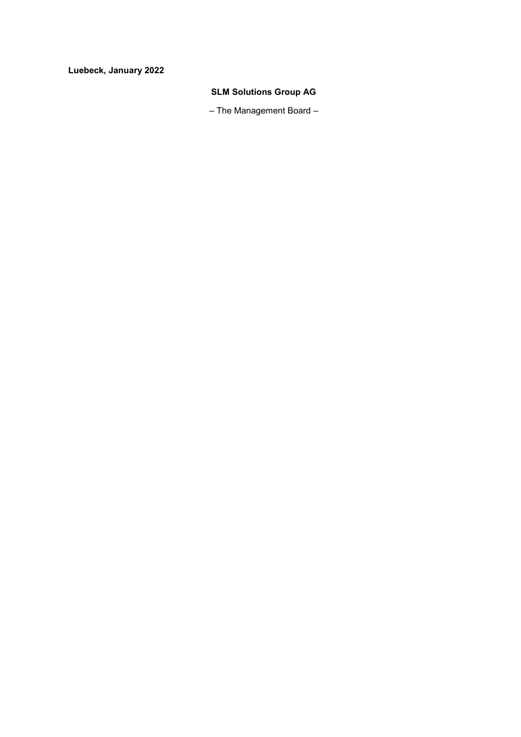**Luebeck, January 2022**

**SLM Solutions Group AG**

– The Management Board –